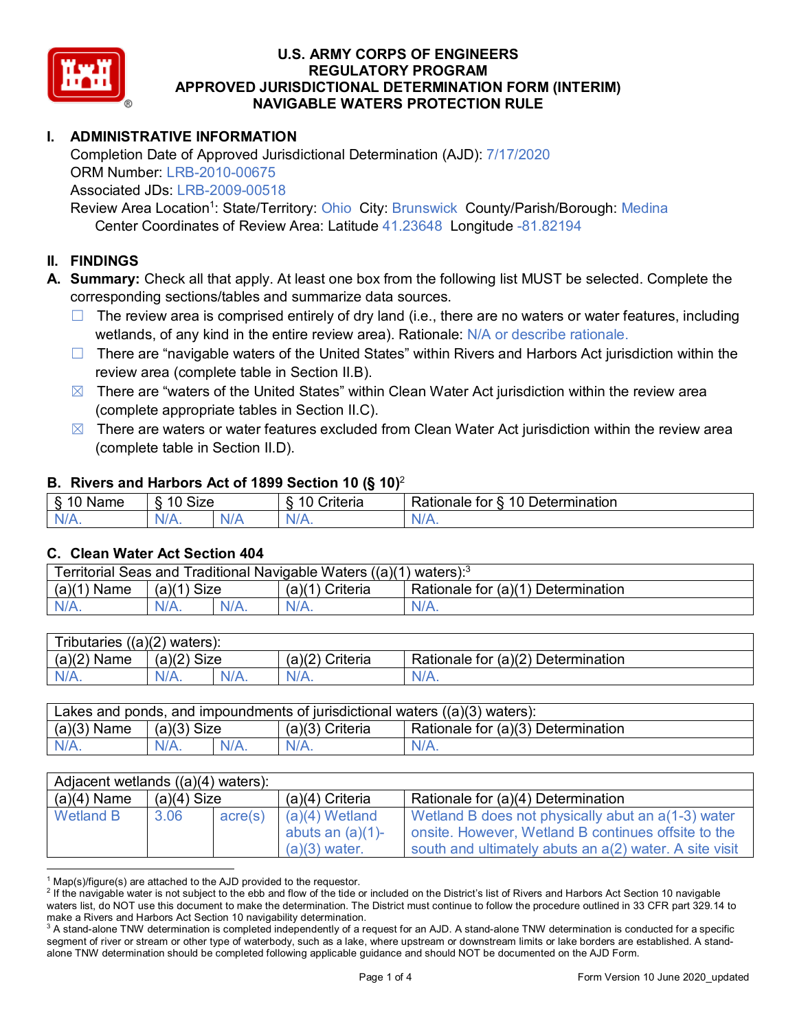# U.S. ARMY CORPS OF ENGINEERS
## REGULATORY PROGRAM
## APPROVED JURISDICTIONAL DETERMINATION FORM (INTERIM)
## NAVIGABLE WATERS PROTECTION RULE

## I. ADMINISTRATIVE INFORMATION

Completion Date of Approved Jurisdictional Determination (AJD): 7/17/2020
ORM Number: LRB-2010-00675
Associated JDs: LRB-2009-00518
Review Area Location[1]: State/Territory: Ohio City: Brunswick County/Parish/Borough: Medina
Center Coordinates of Review Area: Latitude 41.23648 Longitude -81.82194

## II. FINDINGS

**A. Summary:** Check all that apply. At least one box from the following list MUST be selected. Complete the corresponding sections/tables and summarize data sources.

- ☐ The review area is comprised entirely of dry land (i.e., there are no waters or water features, including wetlands, of any kind in the entire review area). Rationale: N/A or describe rationale.
- ☐ There are "navigable waters of the United States" within Rivers and Harbors Act jurisdiction within the review area (complete table in Section II.B).
- ☒ There are "waters of the United States" within Clean Water Act jurisdiction within the review area (complete appropriate tables in Section II.C).
- ☒ There are waters or water features excluded from Clean Water Act jurisdiction within the review area (complete table in Section II.D).

### B. Rivers and Harbors Act of 1899 Section 10 (§ 10)[2]

| § 10 Name | § 10 Size | | § 10 Criteria | Rationale for § 10 Determination |
|---|---|---|---|---|
| N/A. | N/A. | N/A | N/A. | N/A. |

### C. Clean Water Act Section 404

| Territorial Seas and Traditional Navigable Waters ((a)(1) waters):[3] | | | | |
|---|---|---|---|---|
| (a)(1) Name | (a)(1) Size | | (a)(1) Criteria | Rationale for (a)(1) Determination |
| N/A. | N/A. | N/A. | N/A. | N/A. |

| Tributaries ((a)(2) waters): | | | | |
|---|---|---|---|---|
| (a)(2) Name | (a)(2) Size | | (a)(2) Criteria | Rationale for (a)(2) Determination |
| N/A. | N/A. | N/A. | N/A. | N/A. |

| Lakes and ponds, and impoundments of jurisdictional waters ((a)(3) waters): | | | | |
|---|---|---|---|---|
| (a)(3) Name | (a)(3) Size | | (a)(3) Criteria | Rationale for (a)(3) Determination |
| N/A. | N/A. | N/A. | N/A. | N/A. |

| Adjacent wetlands ((a)(4) waters): | | | | |
|---|---|---|---|---|
| (a)(4) Name | (a)(4) Size | | (a)(4) Criteria | Rationale for (a)(4) Determination |
| Wetland B | 3.06 | acre(s) | (a)(4) Wetland abuts an (a)(1)-(a)(3) water. | Wetland B does not physically abut an a(1-3) water onsite. However, Wetland B continues offsite to the south and ultimately abuts an a(2) water. A site visit |

[1] Map(s)/figure(s) are attached to the AJD provided to the requestor.
[2] If the navigable water is not subject to the ebb and flow of the tide or included on the District's list of Rivers and Harbors Act Section 10 navigable waters list, do NOT use this document to make the determination. The District must continue to follow the procedure outlined in 33 CFR part 329.14 to make a Rivers and Harbors Act Section 10 navigability determination.
[3] A stand-alone TNW determination is completed independently of a request for an AJD. A stand-alone TNW determination is conducted for a specific segment of river or stream or other type of waterbody, such as a lake, where upstream or downstream limits or lake borders are established. A stand-alone TNW determination should be completed following applicable guidance and should NOT be documented on the AJD Form.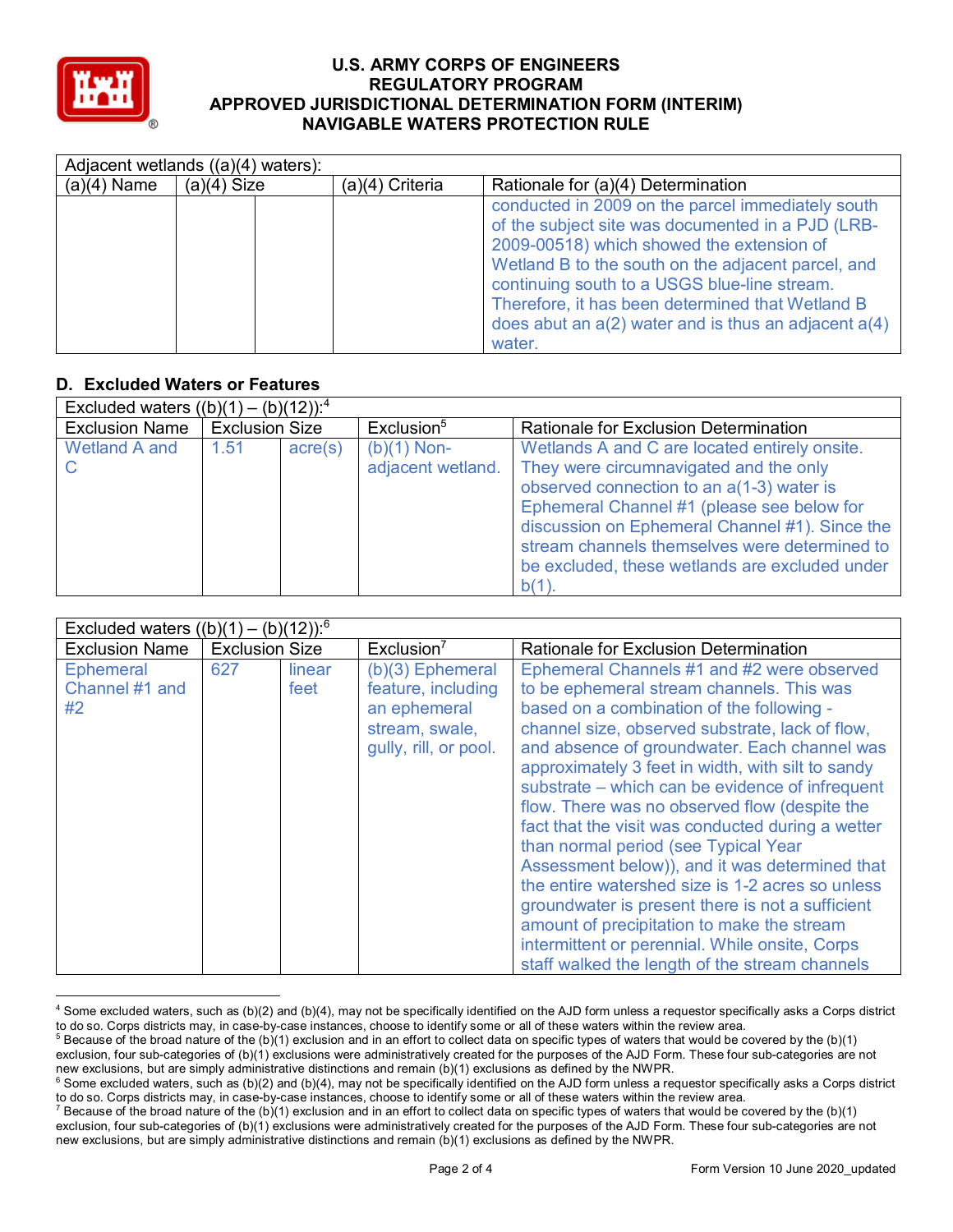| Adjacent wetlands ((a)(4) waters): | | | | |
|---|---|---|---|---|
| (a)(4) Name | (a)(4) Size | | (a)(4) Criteria | Rationale for (a)(4) Determination |
| | | | | conducted in 2009 on the parcel immediately south of the subject site was documented in a PJD (LRB-2009-00518) which showed the extension of Wetland B to the south on the adjacent parcel, and continuing south to a USGS blue-line stream. Therefore, it has been determined that Wetland B does abut an a(2) water and is thus an adjacent a(4) water. |

## D. Excluded Waters or Features

| Excluded waters ((b)(1) – (b)(12)):[4] | | | | |
|---|---|---|---|---|
| Exclusion Name | Exclusion Size | | Exclusion[5] | Rationale for Exclusion Determination |
| Wetland A and C | 1.51 | acre(s) | (b)(1) Non-adjacent wetland. | Wetlands A and C are located entirely onsite. They were circumnavigated and the only observed connection to an a(1-3) water is Ephemeral Channel #1 (please see below for discussion on Ephemeral Channel #1). Since the stream channels themselves were determined to be excluded, these wetlands are excluded under b(1). |

| Excluded waters ((b)(1) – (b)(12)):[6] | | | | |
|---|---|---|---|---|
| Exclusion Name | Exclusion Size | | Exclusion[7] | Rationale for Exclusion Determination |
| Ephemeral Channel #1 and #2 | 627 | linear feet | (b)(3) Ephemeral feature, including an ephemeral stream, swale, gully, rill, or pool. | Ephemeral Channels #1 and #2 were observed to be ephemeral stream channels. This was based on a combination of the following - channel size, observed substrate, lack of flow, and absence of groundwater. Each channel was approximately 3 feet in width, with silt to sandy substrate – which can be evidence of infrequent flow. There was no observed flow (despite the fact that the visit was conducted during a wetter than normal period (see Typical Year Assessment below)), and it was determined that the entire watershed size is 1-2 acres so unless groundwater is present there is not a sufficient amount of precipitation to make the stream intermittent or perennial. While onsite, Corps staff walked the length of the stream channels |

[4] Some excluded waters, such as (b)(2) and (b)(4), may not be specifically identified on the AJD form unless a requestor specifically asks a Corps district to do so. Corps districts may, in case-by-case instances, choose to identify some or all of these waters within the review area.

[5] Because of the broad nature of the (b)(1) exclusion and in an effort to collect data on specific types of waters that would be covered by the (b)(1) exclusion, four sub-categories of (b)(1) exclusions were administratively created for the purposes of the AJD Form. These four sub-categories are not new exclusions, but are simply administrative distinctions and remain (b)(1) exclusions as defined by the NWPR.

[6] Some excluded waters, such as (b)(2) and (b)(4), may not be specifically identified on the AJD form unless a requestor specifically asks a Corps district to do so. Corps districts may, in case-by-case instances, choose to identify some or all of these waters within the review area.

[7] Because of the broad nature of the (b)(1) exclusion and in an effort to collect data on specific types of waters that would be covered by the (b)(1) exclusion, four sub-categories of (b)(1) exclusions were administratively created for the purposes of the AJD Form. These four sub-categories are not new exclusions, but are simply administrative distinctions and remain (b)(1) exclusions as defined by the NWPR.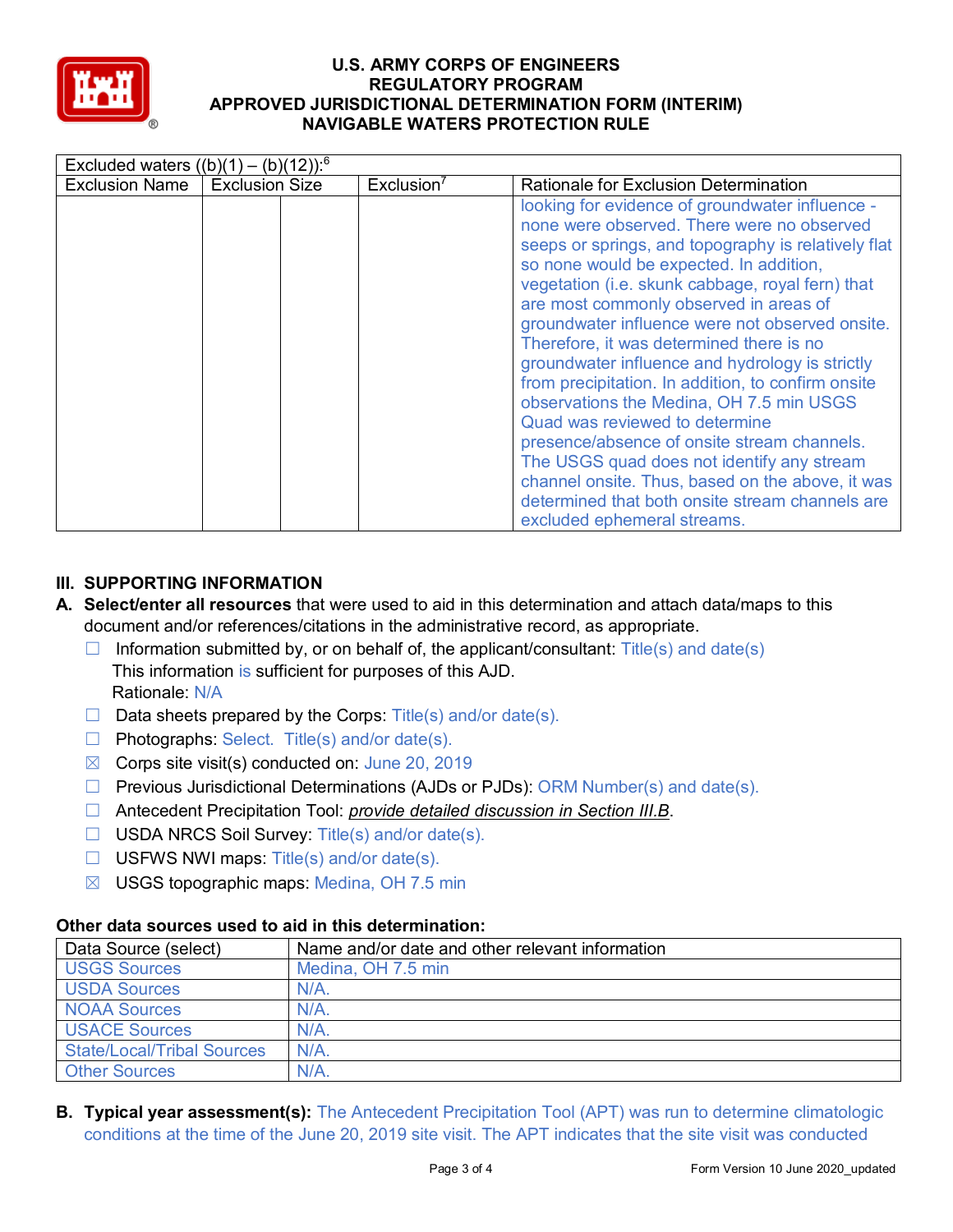| Excluded waters ((b)(1) – (b)(12)):[6] | | | | |
|---|---|---|---|---|
| Exclusion Name | Exclusion Size | | Exclusion[7] | Rationale for Exclusion Determination |
| | | | | looking for evidence of groundwater influence - none were observed. There were no observed seeps or springs, and topography is relatively flat so none would be expected. In addition, vegetation (i.e. skunk cabbage, royal fern) that are most commonly observed in areas of groundwater influence were not observed onsite. Therefore, it was determined there is no groundwater influence and hydrology is strictly from precipitation. In addition, to confirm onsite observations the Medina, OH 7.5 min USGS Quad was reviewed to determine presence/absence of onsite stream channels. The USGS quad does not identify any stream channel onsite. Thus, based on the above, it was determined that both onsite stream channels are excluded ephemeral streams. |

## III. SUPPORTING INFORMATION

**A. Select/enter all resources** that were used to aid in this determination and attach data/maps to this document and/or references/citations in the administrative record, as appropriate.

- ☐ Information submitted by, or on behalf of, the applicant/consultant: Title(s) and date(s)
  This information is sufficient for purposes of this AJD.
  Rationale: N/A
- ☐ Data sheets prepared by the Corps: Title(s) and/or date(s).
- ☐ Photographs: Select. Title(s) and/or date(s).
- ☒ Corps site visit(s) conducted on: June 20, 2019
- ☐ Previous Jurisdictional Determinations (AJDs or PJDs): ORM Number(s) and date(s).
- ☐ Antecedent Precipitation Tool: *provide detailed discussion in Section III.B*.
- ☐ USDA NRCS Soil Survey: Title(s) and/or date(s).
- ☐ USFWS NWI maps: Title(s) and/or date(s).
- ☒ USGS topographic maps: Medina, OH 7.5 min

**Other data sources used to aid in this determination:**

| Data Source (select) | Name and/or date and other relevant information |
|---|---|
| USGS Sources | Medina, OH 7.5 min |
| USDA Sources | N/A. |
| NOAA Sources | N/A. |
| USACE Sources | N/A. |
| State/Local/Tribal Sources | N/A. |
| Other Sources | N/A. |

**B. Typical year assessment(s):** The Antecedent Precipitation Tool (APT) was run to determine climatologic conditions at the time of the June 20, 2019 site visit. The APT indicates that the site visit was conducted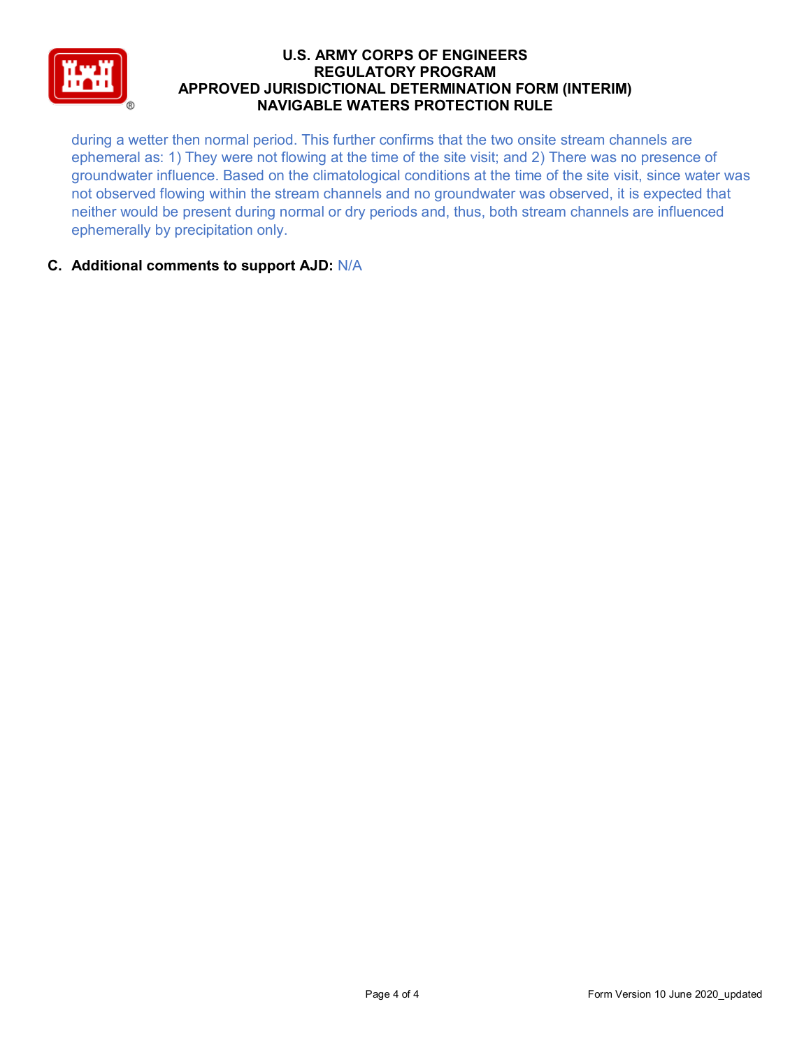during a wetter then normal period. This further confirms that the two onsite stream channels are ephemeral as: 1) They were not flowing at the time of the site visit; and 2) There was no presence of groundwater influence. Based on the climatological conditions at the time of the site visit, since water was not observed flowing within the stream channels and no groundwater was observed, it is expected that neither would be present during normal or dry periods and, thus, both stream channels are influenced ephemerally by precipitation only.

**C. Additional comments to support AJD:** N/A